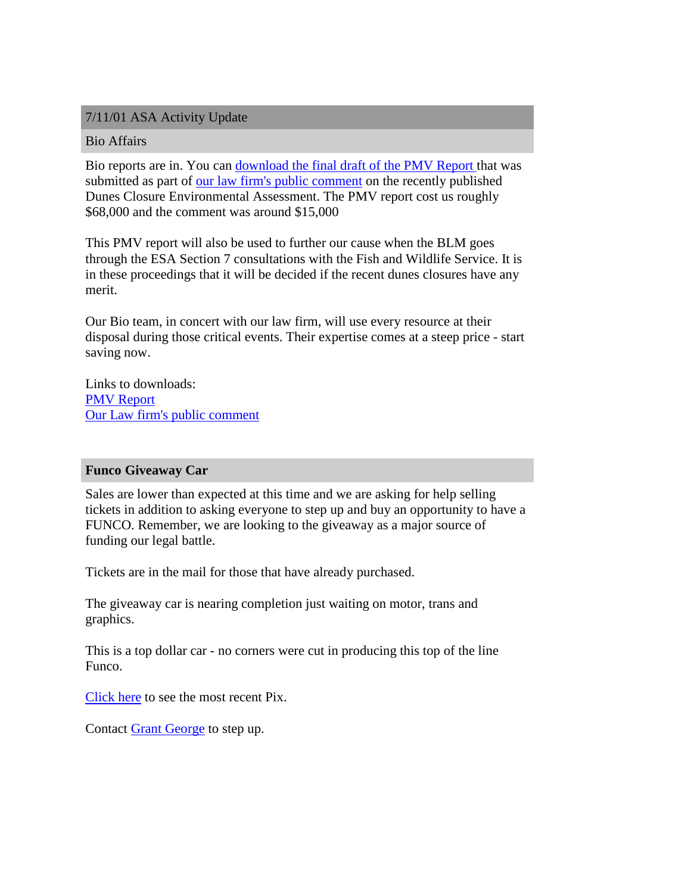## 7/11/01 ASA Activity Update

### Bio Affairs

Bio reports are in. You can download the final draft of the PMV Report that was submitted as part of our law firm's public comment on the recently published Dunes Closure Environmental Assessment. The PMV report cost us roughly $68,000 and the comment was around $15,000

This PMV report will also be used to further our cause when the BLM goes through the ESA Section 7 consultations with the Fish and Wildlife Service. It is in these proceedings that it will be decided if the recent dunes closures have any merit.

Our Bio team, in concert with our law firm, will use every resource at their disposal during those critical events. Their expertise comes at a steep price - start saving now.

Links to downloads:
PMV Report
Our Law firm's public comment

### Funco Giveaway Car

Sales are lower than expected at this time and we are asking for help selling tickets in addition to asking everyone to step up and buy an opportunity to have a FUNCO. Remember, we are looking to the giveaway as a major source of funding our legal battle.

Tickets are in the mail for those that have already purchased.

The giveaway car is nearing completion just waiting on motor, trans and graphics.

This is a top dollar car - no corners were cut in producing this top of the line Funco.

Click here to see the most recent Pix.

Contact Grant George to step up.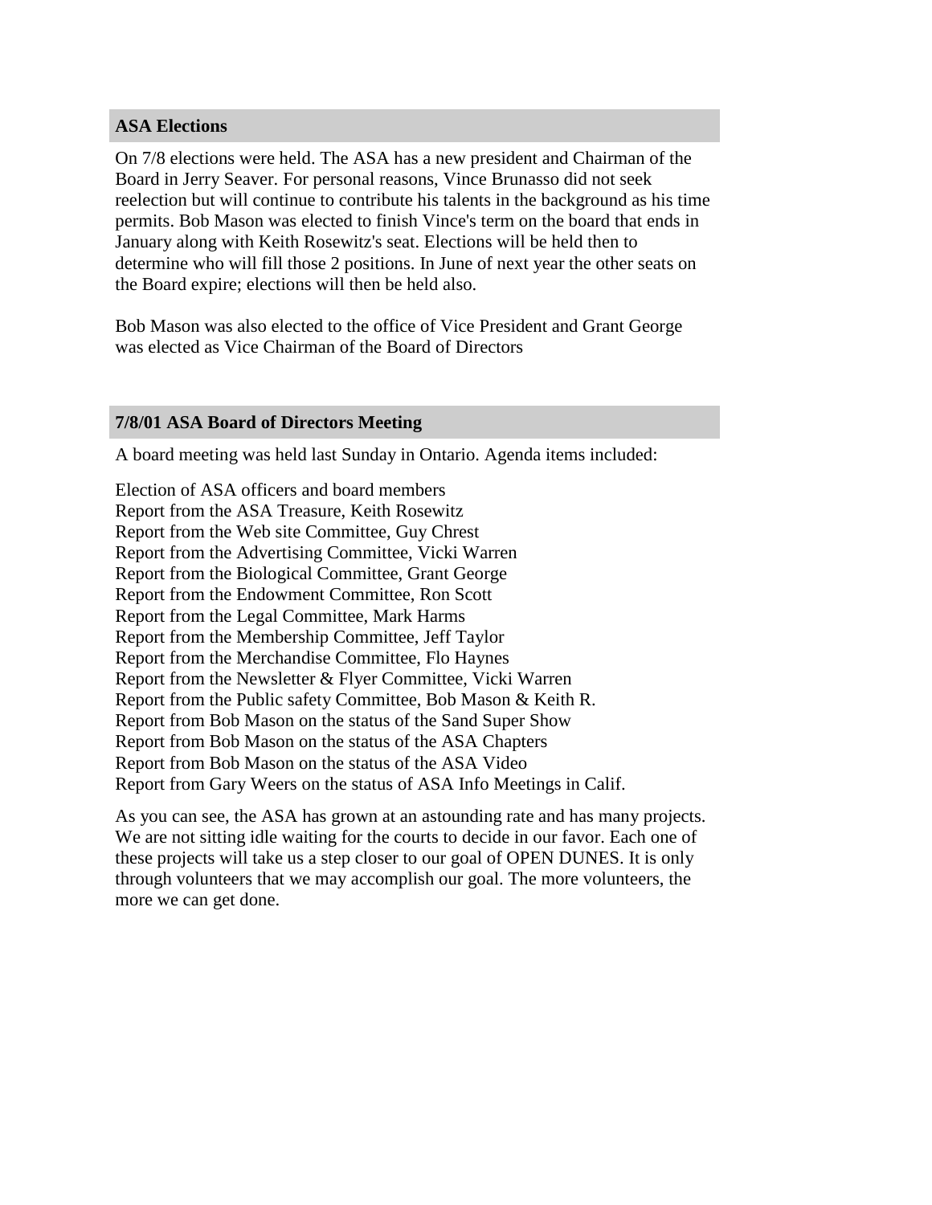## ASA Elections

On 7/8 elections were held. The ASA has a new president and Chairman of the Board in Jerry Seaver. For personal reasons, Vince Brunasso did not seek reelection but will continue to contribute his talents in the background as his time permits. Bob Mason was elected to finish Vince's term on the board that ends in January along with Keith Rosewitz's seat. Elections will be held then to determine who will fill those 2 positions. In June of next year the other seats on the Board expire; elections will then be held also.

Bob Mason was also elected to the office of Vice President and Grant George was elected as Vice Chairman of the Board of Directors

## 7/8/01 ASA Board of Directors Meeting

A board meeting was held last Sunday in Ontario. Agenda items included:

Election of ASA officers and board members
Report from the ASA Treasure, Keith Rosewitz
Report from the Web site Committee, Guy Chrest
Report from the Advertising Committee, Vicki Warren
Report from the Biological Committee, Grant George
Report from the Endowment Committee, Ron Scott
Report from the Legal Committee, Mark Harms
Report from the Membership Committee, Jeff Taylor
Report from the Merchandise Committee, Flo Haynes
Report from the Newsletter & Flyer Committee, Vicki Warren
Report from the Public safety Committee, Bob Mason & Keith R.
Report from Bob Mason on the status of the Sand Super Show
Report from Bob Mason on the status of the ASA Chapters
Report from Bob Mason on the status of the ASA Video
Report from Gary Weers on the status of ASA Info Meetings in Calif.

As you can see, the ASA has grown at an astounding rate and has many projects. We are not sitting idle waiting for the courts to decide in our favor. Each one of these projects will take us a step closer to our goal of OPEN DUNES. It is only through volunteers that we may accomplish our goal. The more volunteers, the more we can get done.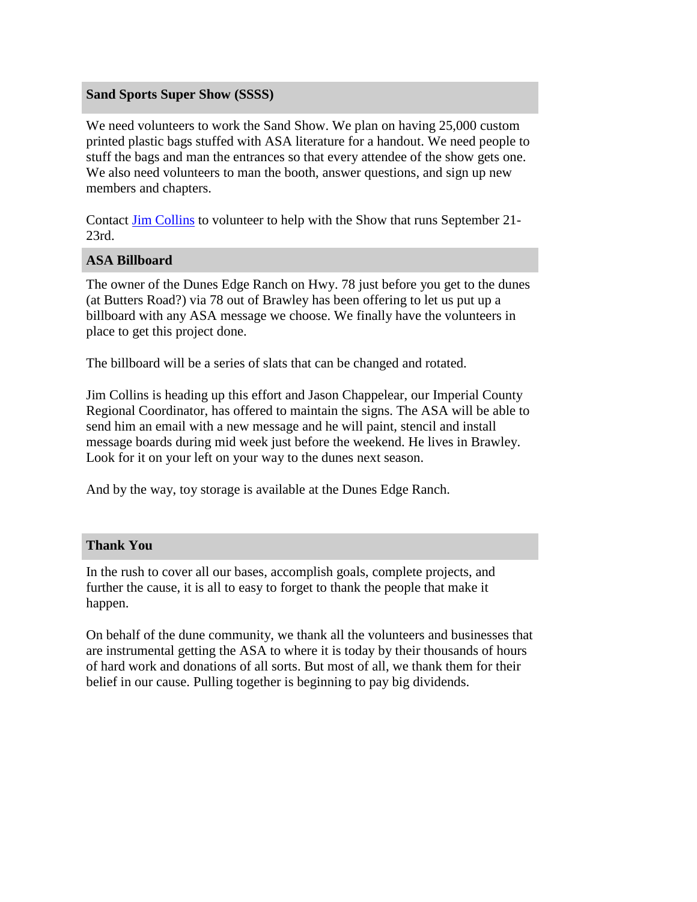## Sand Sports Super Show (SSSS)

We need volunteers to work the Sand Show. We plan on having 25,000 custom printed plastic bags stuffed with ASA literature for a handout. We need people to stuff the bags and man the entrances so that every attendee of the show gets one. We also need volunteers to man the booth, answer questions, and sign up new members and chapters.

Contact Jim Collins to volunteer to help with the Show that runs September 21-23rd.

## ASA Billboard

The owner of the Dunes Edge Ranch on Hwy. 78 just before you get to the dunes (at Butters Road?) via 78 out of Brawley has been offering to let us put up a billboard with any ASA message we choose. We finally have the volunteers in place to get this project done.

The billboard will be a series of slats that can be changed and rotated.

Jim Collins is heading up this effort and Jason Chappelear, our Imperial County Regional Coordinator, has offered to maintain the signs. The ASA will be able to send him an email with a new message and he will paint, stencil and install message boards during mid week just before the weekend. He lives in Brawley. Look for it on your left on your way to the dunes next season.

And by the way, toy storage is available at the Dunes Edge Ranch.

## Thank You

In the rush to cover all our bases, accomplish goals, complete projects, and further the cause, it is all to easy to forget to thank the people that make it happen.

On behalf of the dune community, we thank all the volunteers and businesses that are instrumental getting the ASA to where it is today by their thousands of hours of hard work and donations of all sorts. But most of all, we thank them for their belief in our cause. Pulling together is beginning to pay big dividends.